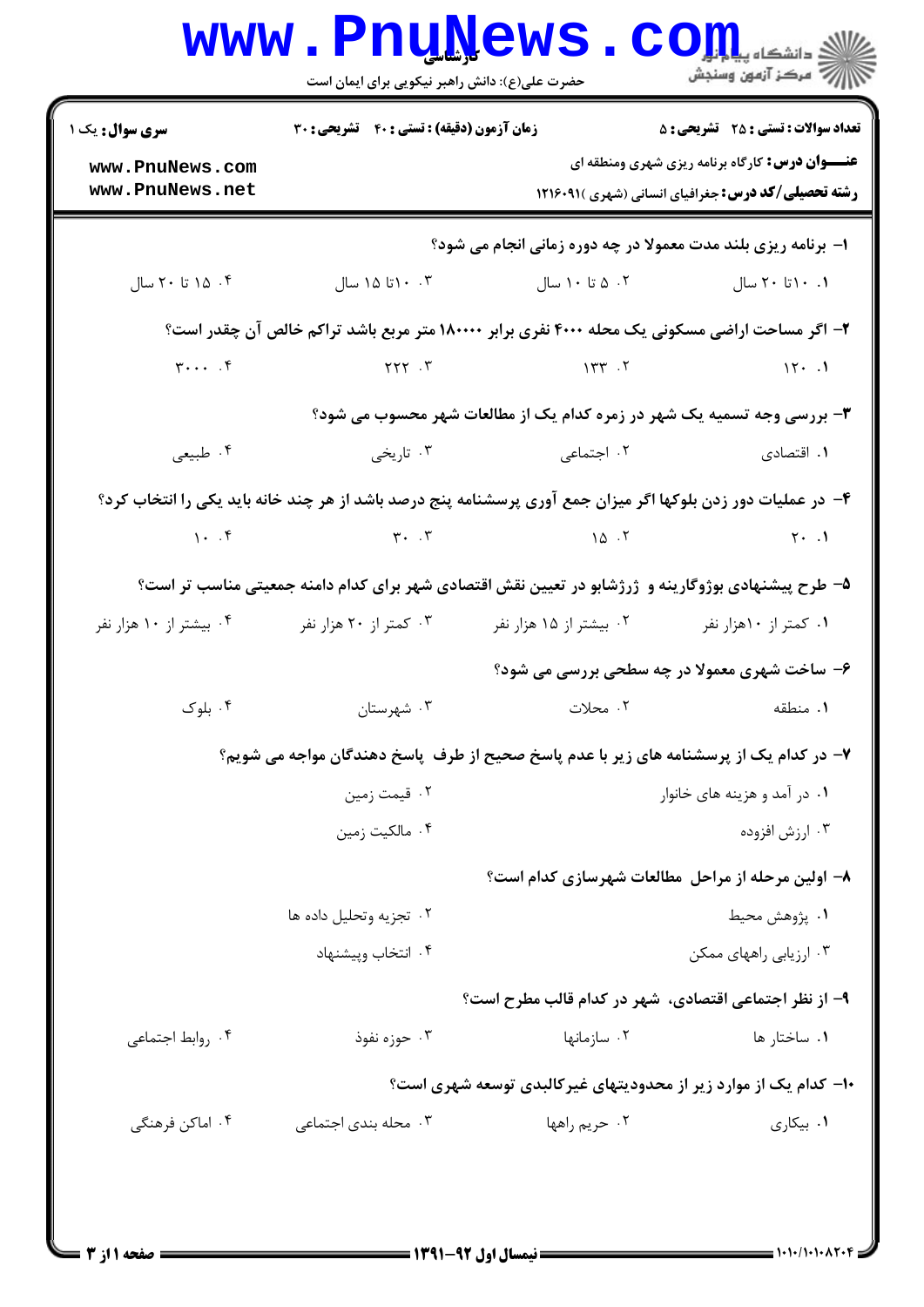**سری سوال:** یک ۱

**زمان آزمون (دقیقه) : تستی : ۴۰ تشریحی : ۳۰**

**تعداد سوالات : تستی : ۲۵ تشریحی : ۵**

**عنـــوان درس:** کارگاه برنامه ریزی شهری ومنطقه ای

**رشته تحصیلی/کد درس:** جغرافیای انسانی (شهری )۱۲۱۶۰۹۱

۱- برنامه ریزی بلند مدت معمولا در چه دوره زمانی انجام می شود؟

۱. ۱۰تا ۲۰ سال
۲. ۵ تا ۱۰ سال
۳. ۱۰تا ۱۵ سال
۴. ۱۵ تا ۲۰ سال

۲- اگر مساحت اراضی مسکونی یک محله ۴۰۰۰ نفری برابر ۱۸۰۰۰۰ متر مربع باشد تراکم خالص آن چقدر است؟

۱. ۱۲۰
۲. ۱۳۳
۳. ۲۲۲
۴. ۳۰۰۰

۳- بررسی وجه تسمیه یک شهر در زمره کدام یک از مطالعات شهر محسوب می شود؟

۱. اقتصادی
۲. اجتماعی
۳. تاریخی
۴. طبیعی

۴- در عملیات دور زدن بلوکها اگر میزان جمع آوری پرسشنامه پنج درصد باشد از هر چند خانه باید یکی را انتخاب کرد؟

۱. ۲۰
۲. ۱۵
۳. ۳۰
۴. ۱۰

۵- طرح پیشنهادی بوژوگارینه و ژرژشابو در تعیین نقش اقتصادی شهر برای کدام دامنه جمعیتی مناسب تر است؟

۱. کمتر از ۱۰هزار نفر
۲. بیشتر از ۱۵ هزار نفر
۳. کمتر از ۲۰ هزار نفر
۴. بیشتر از ۱۰ هزار نفر

۶- ساخت شهری معمولا در چه سطحی بررسی می شود؟

۱. منطقه
۲. محلات
۳. شهرستان
۴. بلوک

۷- در کدام یک از پرسشنامه های زیر با عدم پاسخ صحیح از طرف پاسخ دهندگان مواجه می شویم؟

۱. در آمد و هزینه های خانوار
۲. قیمت زمین
۳. ارزش افزوده
۴. مالکیت زمین

۸- اولین مرحله از مراحل مطالعات شهرسازی کدام است؟

۱. پژوهش محیط
۲. تجزیه وتحلیل داده ها
۳. ارزیابی راههای ممکن
۴. انتخاب وپیشنهاد

۹- از نظر اجتماعی اقتصادی، شهر در کدام قالب مطرح است؟

۱. ساختار ها
۲. سازمانها
۳. حوزه نفوذ
۴. روابط اجتماعی

۱۰- کدام یک از موارد زیر از محدودیتهای غیرکالبدی توسعه شهری است؟

۱. بیکاری
۲. حریم راهها
۳. محله بندی اجتماعی
۴. اماکن فرهنگی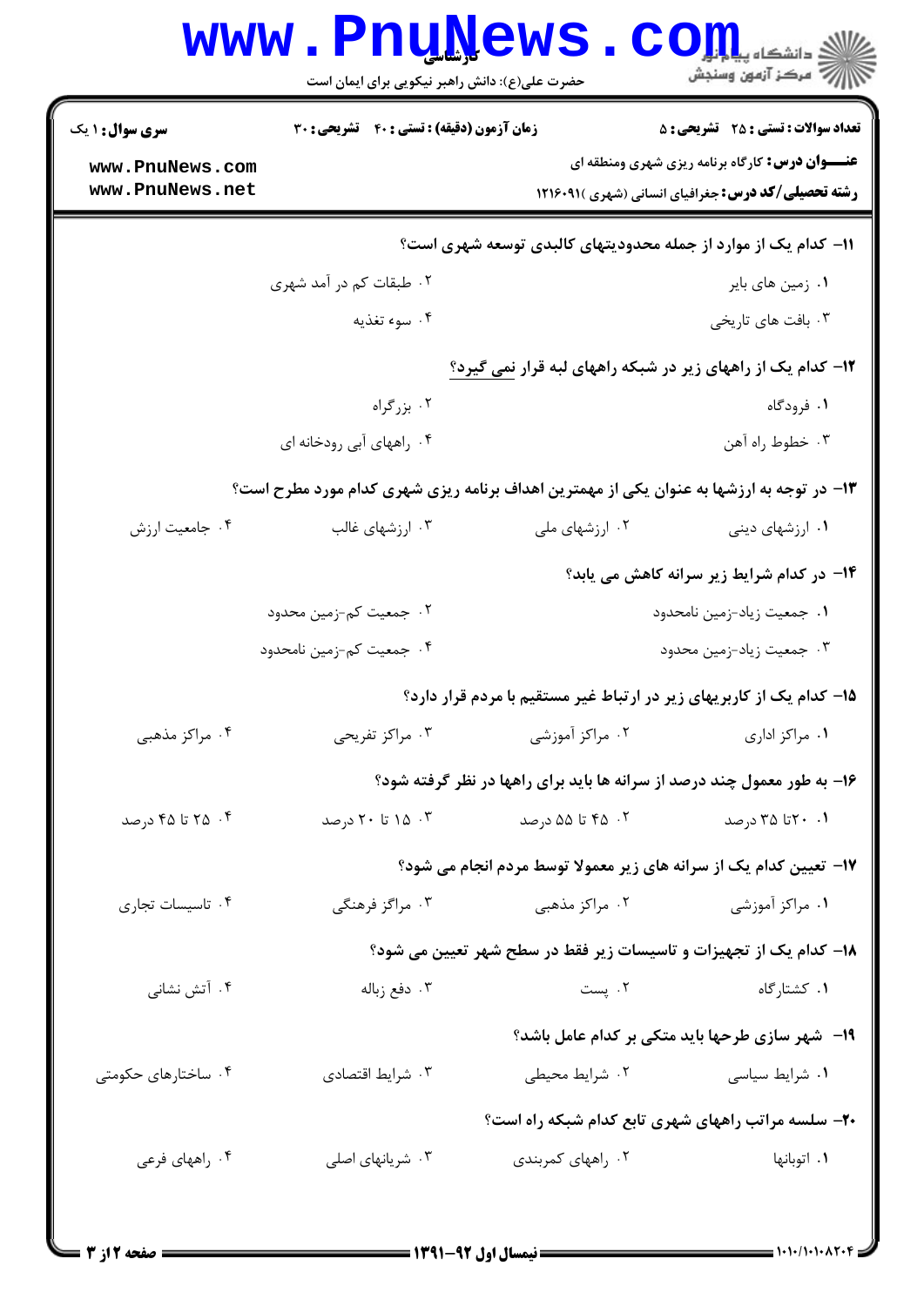**سری سوال:** ۱ یک

**زمان آزمون (دقیقه) : تستی : ۴۰ تشریحی : ۳۰**

**تعداد سوالات : تستی : ۲۵ تشریحی : ۵**

**عنـــوان درس:** کارگاه برنامه ریزی شهری ومنطقه ای

**رشته تحصیلی/کد درس:** جغرافیای انسانی (شهری )۱۲۱۶۰۹۱

۱۱- کدام یک از موارد از جمله محدودیتهای کالبدی توسعه شهری است؟

۱. زمین های بایر

۲. طبقات کم در آمد شهری

۳. بافت های تاریخی

۴. سوء تغذیه

۱۲- کدام یک از راههای زیر در شبکه راههای لبه قرار نمی گیرد؟

۱. فرودگاه

۲. بزرگراه

۳. خطوط راه آهن

۴. راههای آبی رودخانه ای

۱۳- در توجه به ارزشها به عنوان یکی از مهمترین اهداف برنامه ریزی شهری کدام مورد مطرح است؟

۱. ارزشهای دینی

۲. ارزشهای ملی

۳. ارزشهای غالب

۴. جامعیت ارزش

۱۴- در کدام شرایط زیر سرانه کاهش می یابد؟

۱. جمعیت زیاد-زمین نامحدود

۲. جمعیت کم-زمین محدود

۳. جمعیت زیاد-زمین محدود

۴. جمعیت کم-زمین نامحدود

۱۵- کدام یک از کاربریهای زیر در ارتباط غیر مستقیم با مردم قرار دارد؟

۱. مراکز اداری

۲. مراکز آموزشی

۳. مراکز تفریحی

۴. مراکز مذهبی

۱۶- به طور معمول چند درصد از سرانه ها باید برای راهها در نظر گرفته شود؟

۱. ۲۰تا ۳۵ درصد

۲. ۴۵ تا ۵۵ درصد

۳. ۱۵ تا ۲۰ درصد

۴. ۲۵ تا ۴۵ درصد

۱۷- تعیین کدام یک از سرانه های زیر معمولا توسط مردم انجام می شود؟

۱. مراکز آموزشی

۲. مراکز مذهبی

۳. مراگز فرهنگی

۴. تاسیسات تجاری

۱۸- کدام یک از تجهیزات و تاسیسات زیر فقط در سطح شهر تعیین می شود؟

۱. کشتارگاه

۲. پست

۳. دفع زباله

۴. آتش نشانی

۱۹- شهر سازی طرحها باید متکی بر کدام عامل باشد؟

۱. شرایط سیاسی

۲. شرایط محیطی

۳. شرایط اقتصادی

۴. ساختارهای حکومتی

۲۰- سلسه مراتب راههای شهری تابع کدام شبکه راه است؟

۱. اتوبانها

۲. راههای کمربندی

۳. شریانهای اصلی

۴. راههای فرعی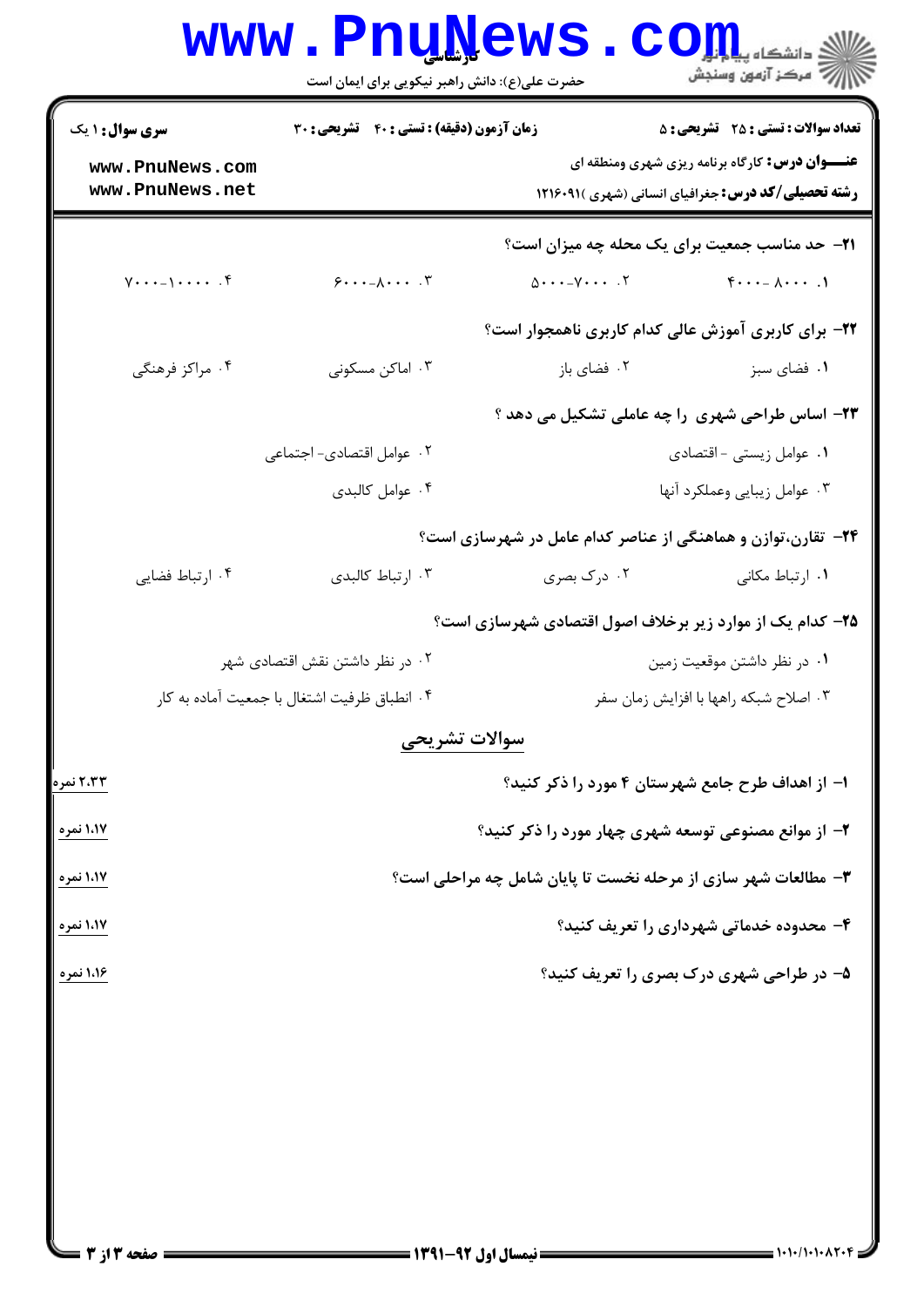سری سوال: ۱ یک | زمان آزمون (دقیقه) : تستی : ۴۰ تشریحی : ۳۰ | تعداد سوالات : تستی : ۲۵ تشریحی : ۵

**عنـــوان درس:** کارگاه برنامه ریزی شهری ومنطقه ای

**رشته تحصیلی/کد درس:** جغرافیای انسانی (شهری )۱۲۱۶۰۹۱

**۲۱- حد مناسب جمعیت برای یک محله چه میزان است؟**

۱. ۴۰۰۰- ۸۰۰۰ ۲. ۵۰۰۰-۷۰۰۰ ۳. ۶۰۰۰-۸۰۰۰ ۴. ۷۰۰۰-۱۰۰۰۰

**۲۲- برای کاربری آموزش عالی کدام کاربری ناهمجوار است؟**

۱. فضای سبز ۲. فضای باز ۳. اماکن مسکونی ۴. مراکز فرهنگی

**۲۳- اساس طراحی شهری را چه عاملی تشکیل می دهد ؟**

۱. عوامل زیستی - اقتصادی ۲. عوامل اقتصادی- اجتماعی

۳. عوامل زیبایی وعملکرد آنها ۴. عوامل کالبدی

**۲۴- تقارن،توازن و هماهنگی از عناصر کدام عامل در شهرسازی است؟**

۱. ارتباط مکانی ۲. درک بصری ۳. ارتباط کالبدی ۴. ارتباط فضایی

**۲۵- کدام یک از موارد زیر برخلاف اصول اقتصادی شهرسازی است؟**

۱. در نظر داشتن موقعیت زمین ۲. در نظر داشتن نقش اقتصادی شهر

۳. اصلاح شبکه راهها با افزایش زمان سفر ۴. انطباق ظرفیت اشتغال با جمعیت آماده به کار

## سوالات تشریحی

**۱- از اهداف طرح جامع شهرستان ۴ مورد را ذکر کنید؟** (۲،۳۳ نمره)

**۲- از موانع مصنوعی توسعه شهری چهار مورد را ذکر کنید؟** (۱،۱۷ نمره)

**۳- مطالعات شهر سازی از مرحله نخست تا پایان شامل چه مراحلی است؟** (۱،۱۷ نمره)

**۴- محدوده خدماتی شهرداری را تعریف کنید؟** (۱،۱۷ نمره)

**۵- در طراحی شهری درک بصری را تعریف کنید؟** (۱،۱۶ نمره)